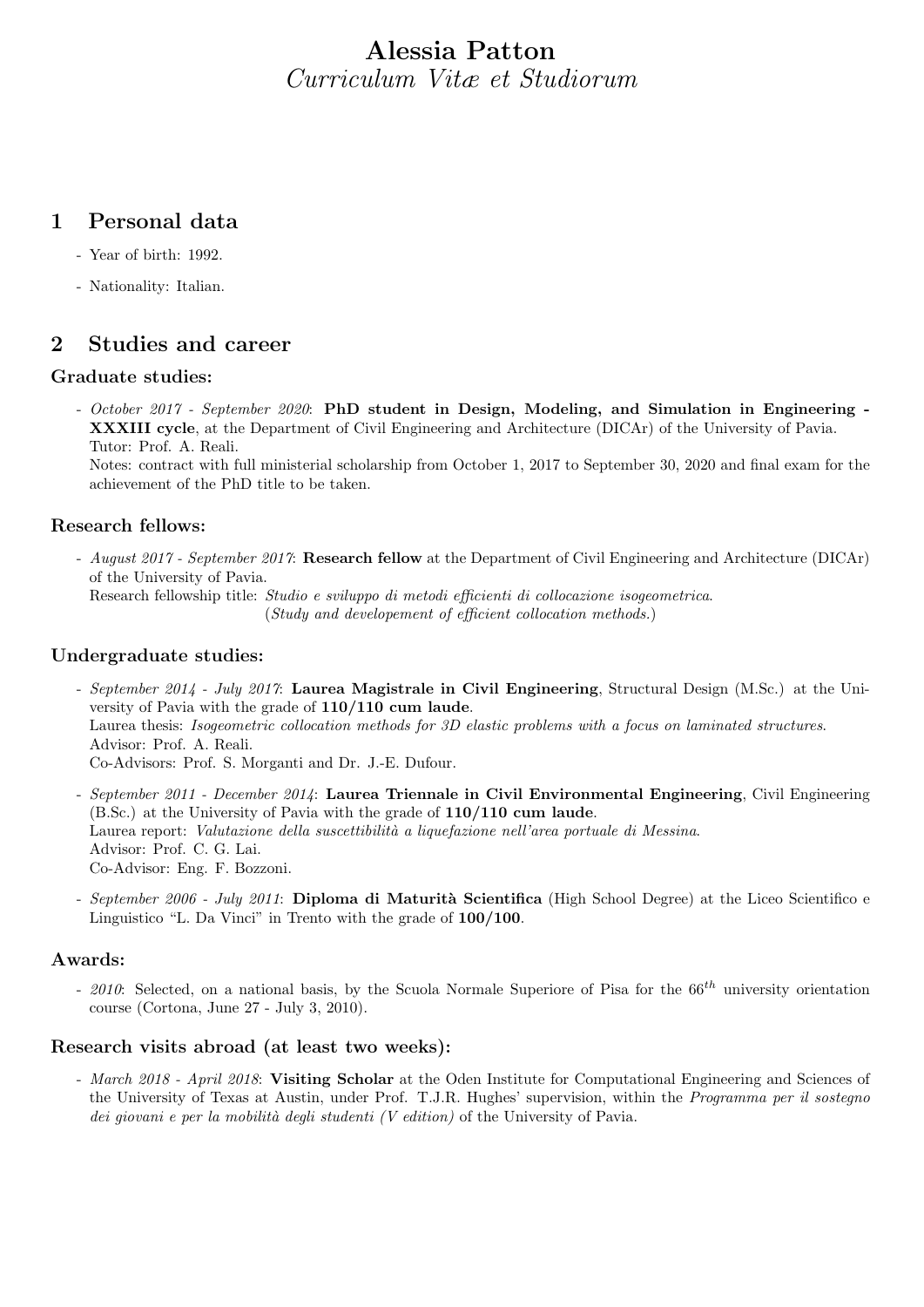# Alessia Patton

*Curriculum Vitæ et Studiorum*

## 1 Personal data

- Year of birth: 1992.
- Nationality: Italian.

## 2 Studies and career

### Graduate studies:

- *October 2017 - September 2020*: **PhD student in Design, Modeling, and Simulation in Engineering - XXXIII cycle**, at the Department of Civil Engineering and Architecture (DICAr) of the University of Pavia.
  Tutor: Prof. A. Reali.
  Notes: contract with full ministerial scholarship from October 1, 2017 to September 30, 2020 and final exam for the achievement of the PhD title to be taken.

### Research fellows:

- *August 2017 - September 2017*: **Research fellow** at the Department of Civil Engineering and Architecture (DICAr) of the University of Pavia.
  Research fellowship title: *Studio e sviluppo di metodi efficienti di collocazione isogeometrica.*
  (*Study and developement of efficient collocation methods.*)

### Undergraduate studies:

- *September 2014 - July 2017*: **Laurea Magistrale in Civil Engineering**, Structural Design (M.Sc.) at the University of Pavia with the grade of **110/110 cum laude**.
  Laurea thesis: *Isogeometric collocation methods for 3D elastic problems with a focus on laminated structures*.
  Advisor: Prof. A. Reali.
  Co-Advisors: Prof. S. Morganti and Dr. J.-E. Dufour.
- *September 2011 - December 2014*: **Laurea Triennale in Civil Environmental Engineering**, Civil Engineering (B.Sc.) at the University of Pavia with the grade of **110/110 cum laude**.
  Laurea report: *Valutazione della suscettibilità a liquefazione nell'area portuale di Messina*.
  Advisor: Prof. C. G. Lai.
  Co-Advisor: Eng. F. Bozzoni.
- *September 2006 - July 2011*: **Diploma di Maturità Scientifica** (High School Degree) at the Liceo Scientifico e Linguistico "L. Da Vinci" in Trento with the grade of **100/100**.

### Awards:

- *2010*: Selected, on a national basis, by the Scuola Normale Superiore of Pisa for the $66^{th}$ university orientation course (Cortona, June 27 - July 3, 2010).

### Research visits abroad (at least two weeks):

- *March 2018 - April 2018*: **Visiting Scholar** at the Oden Institute for Computational Engineering and Sciences of the University of Texas at Austin, under Prof. T.J.R. Hughes' supervision, within the *Programma per il sostegno dei giovani e per la mobilità degli studenti (V edition)* of the University of Pavia.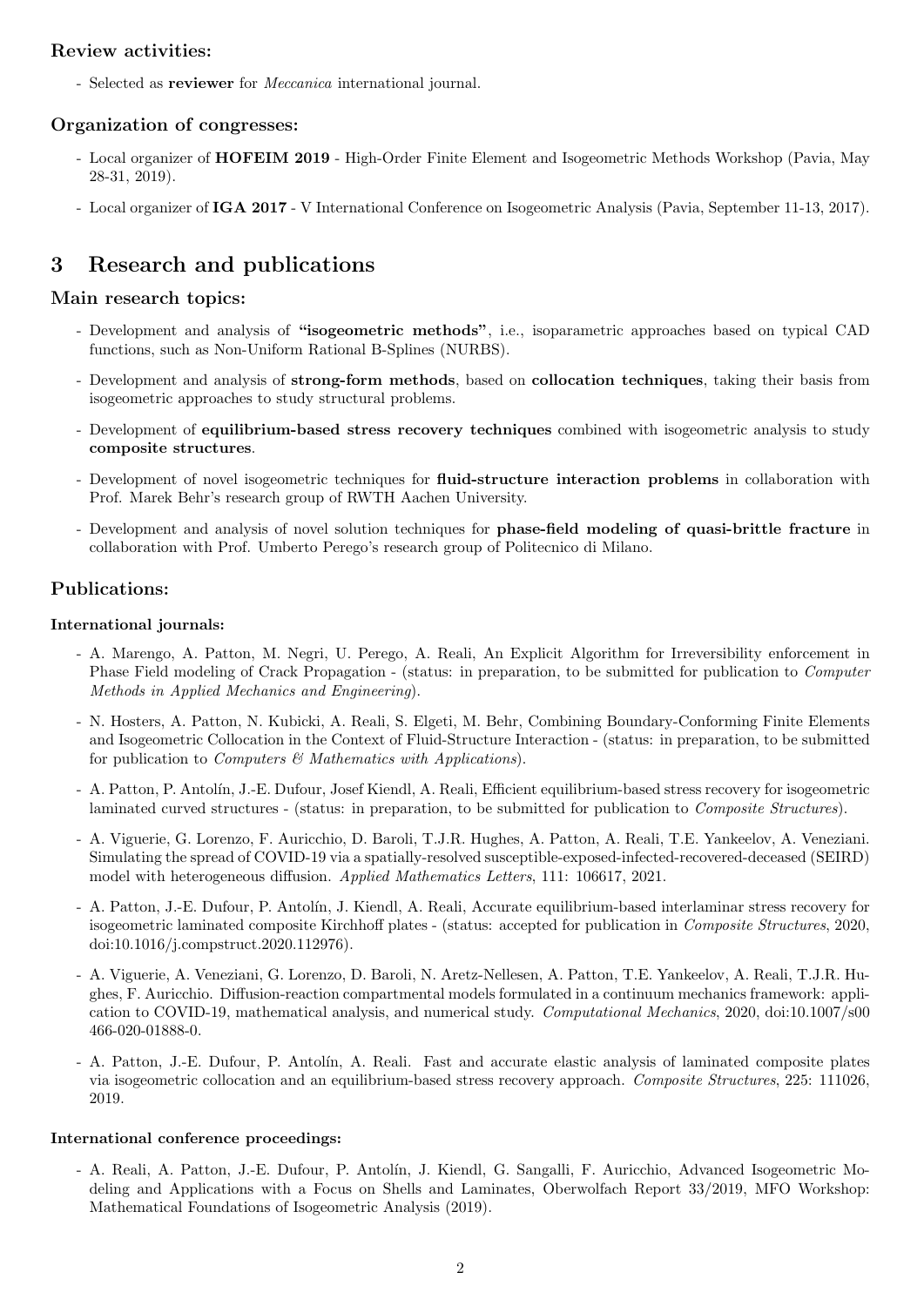### Review activities:

- Selected as **reviewer** for *Meccanica* international journal.

### Organization of congresses:

- Local organizer of **HOFEIM 2019** - High-Order Finite Element and Isogeometric Methods Workshop (Pavia, May 28-31, 2019).
- Local organizer of **IGA 2017** - V International Conference on Isogeometric Analysis (Pavia, September 11-13, 2017).

## 3 Research and publications

### Main research topics:

- Development and analysis of **"isogeometric methods"**, i.e., isoparametric approaches based on typical CAD functions, such as Non-Uniform Rational B-Splines (NURBS).
- Development and analysis of **strong-form methods**, based on **collocation techniques**, taking their basis from isogeometric approaches to study structural problems.
- Development of **equilibrium-based stress recovery techniques** combined with isogeometric analysis to study **composite structures**.
- Development of novel isogeometric techniques for **fluid-structure interaction problems** in collaboration with Prof. Marek Behr's research group of RWTH Aachen University.
- Development and analysis of novel solution techniques for **phase-field modeling of quasi-brittle fracture** in collaboration with Prof. Umberto Perego's research group of Politecnico di Milano.

### Publications:

#### International journals:

- A. Marengo, A. Patton, M. Negri, U. Perego, A. Reali, An Explicit Algorithm for Irreversibility enforcement in Phase Field modeling of Crack Propagation - (status: in preparation, to be submitted for publication to *Computer Methods in Applied Mechanics and Engineering*).
- N. Hosters, A. Patton, N. Kubicki, A. Reali, S. Elgeti, M. Behr, Combining Boundary-Conforming Finite Elements and Isogeometric Collocation in the Context of Fluid-Structure Interaction - (status: in preparation, to be submitted for publication to *Computers & Mathematics with Applications*).
- A. Patton, P. Antolín, J.-E. Dufour, Josef Kiendl, A. Reali, Efficient equilibrium-based stress recovery for isogeometric laminated curved structures - (status: in preparation, to be submitted for publication to *Composite Structures*).
- A. Viguerie, G. Lorenzo, F. Auricchio, D. Baroli, T.J.R. Hughes, A. Patton, A. Reali, T.E. Yankeelov, A. Veneziani. Simulating the spread of COVID-19 via a spatially-resolved susceptible-exposed-infected-recovered-deceased (SEIRD) model with heterogeneous diffusion. *Applied Mathematics Letters*, 111: 106617, 2021.
- A. Patton, J.-E. Dufour, P. Antolín, J. Kiendl, A. Reali, Accurate equilibrium-based interlaminar stress recovery for isogeometric laminated composite Kirchhoff plates - (status: accepted for publication in *Composite Structures*, 2020, doi:10.1016/j.compstruct.2020.112976).
- A. Viguerie, A. Veneziani, G. Lorenzo, D. Baroli, N. Aretz-Nellesen, A. Patton, T.E. Yankeelov, A. Reali, T.J.R. Hughes, F. Auricchio. Diffusion-reaction compartmental models formulated in a continuum mechanics framework: application to COVID-19, mathematical analysis, and numerical study. *Computational Mechanics*, 2020, doi:10.1007/s00466-020-01888-0.
- A. Patton, J.-E. Dufour, P. Antolín, A. Reali. Fast and accurate elastic analysis of laminated composite plates via isogeometric collocation and an equilibrium-based stress recovery approach. *Composite Structures*, 225: 111026, 2019.

#### International conference proceedings:

- A. Reali, A. Patton, J.-E. Dufour, P. Antolín, J. Kiendl, G. Sangalli, F. Auricchio, Advanced Isogeometric Modeling and Applications with a Focus on Shells and Laminates, Oberwolfach Report 33/2019, MFO Workshop: Mathematical Foundations of Isogeometric Analysis (2019).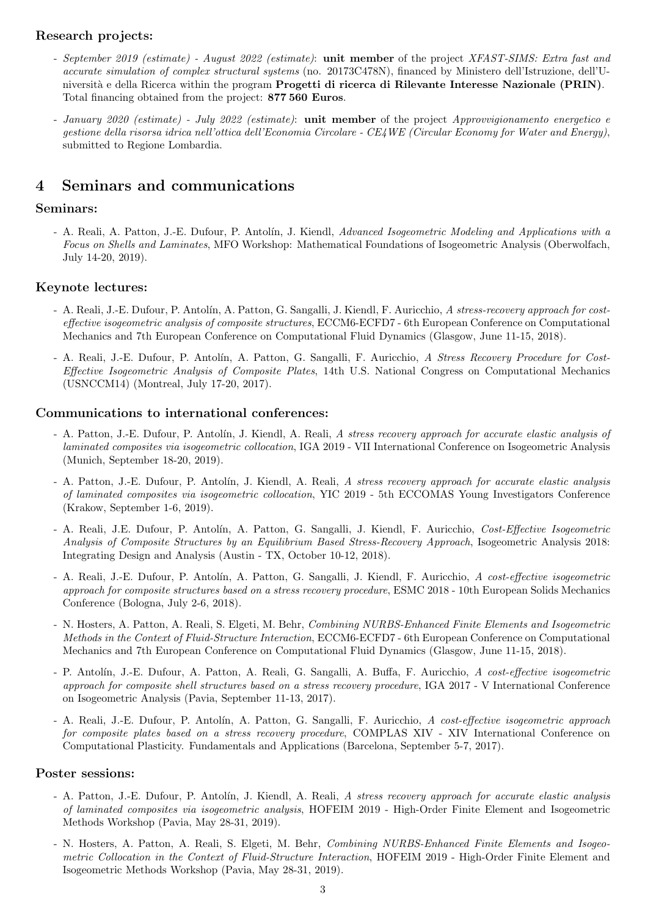### Research projects:

- *September 2019 (estimate) - August 2022 (estimate)*: **unit member** of the project *XFAST-SIMS: Extra fast and accurate simulation of complex structural systems* (no. 20173C478N), financed by Ministero dell'Istruzione, dell'Università e della Ricerca within the program **Progetti di ricerca di Rilevante Interesse Nazionale (PRIN)**. Total financing obtained from the project: **877 560 Euros**.
- *January 2020 (estimate) - July 2022 (estimate)*: **unit member** of the project *Approvvigionamento energetico e gestione della risorsa idrica nell'ottica dell'Economia Circolare - CE4WE (Circular Economy for Water and Energy)*, submitted to Regione Lombardia.

## 4 Seminars and communications

### Seminars:

- A. Reali, A. Patton, J.-E. Dufour, P. Antolín, J. Kiendl, *Advanced Isogeometric Modeling and Applications with a Focus on Shells and Laminates*, MFO Workshop: Mathematical Foundations of Isogeometric Analysis (Oberwolfach, July 14-20, 2019).

### Keynote lectures:

- A. Reali, J.-E. Dufour, P. Antolín, A. Patton, G. Sangalli, J. Kiendl, F. Auricchio, *A stress-recovery approach for cost-effective isogeometric analysis of composite structures*, ECCM6-ECFD7 - 6th European Conference on Computational Mechanics and 7th European Conference on Computational Fluid Dynamics (Glasgow, June 11-15, 2018).
- A. Reali, J.-E. Dufour, P. Antolín, A. Patton, G. Sangalli, F. Auricchio, *A Stress Recovery Procedure for Cost-Effective Isogeometric Analysis of Composite Plates*, 14th U.S. National Congress on Computational Mechanics (USNCCM14) (Montreal, July 17-20, 2017).

### Communications to international conferences:

- A. Patton, J.-E. Dufour, P. Antolín, J. Kiendl, A. Reali, *A stress recovery approach for accurate elastic analysis of laminated composites via isogeometric collocation*, IGA 2019 - VII International Conference on Isogeometric Analysis (Munich, September 18-20, 2019).
- A. Patton, J.-E. Dufour, P. Antolín, J. Kiendl, A. Reali, *A stress recovery approach for accurate elastic analysis of laminated composites via isogeometric collocation*, YIC 2019 - 5th ECCOMAS Young Investigators Conference (Krakow, September 1-6, 2019).
- A. Reali, J.E. Dufour, P. Antolín, A. Patton, G. Sangalli, J. Kiendl, F. Auricchio, *Cost-Effective Isogeometric Analysis of Composite Structures by an Equilibrium Based Stress-Recovery Approach*, Isogeometric Analysis 2018: Integrating Design and Analysis (Austin - TX, October 10-12, 2018).
- A. Reali, J.-E. Dufour, P. Antolín, A. Patton, G. Sangalli, J. Kiendl, F. Auricchio, *A cost-effective isogeometric approach for composite structures based on a stress recovery procedure*, ESMC 2018 - 10th European Solids Mechanics Conference (Bologna, July 2-6, 2018).
- N. Hosters, A. Patton, A. Reali, S. Elgeti, M. Behr, *Combining NURBS-Enhanced Finite Elements and Isogeometric Methods in the Context of Fluid-Structure Interaction*, ECCM6-ECFD7 - 6th European Conference on Computational Mechanics and 7th European Conference on Computational Fluid Dynamics (Glasgow, June 11-15, 2018).
- P. Antolín, J.-E. Dufour, A. Patton, A. Reali, G. Sangalli, A. Buffa, F. Auricchio, *A cost-effective isogeometric approach for composite shell structures based on a stress recovery procedure*, IGA 2017 - V International Conference on Isogeometric Analysis (Pavia, September 11-13, 2017).
- A. Reali, J.-E. Dufour, P. Antolín, A. Patton, G. Sangalli, F. Auricchio, *A cost-effective isogeometric approach for composite plates based on a stress recovery procedure*, COMPLAS XIV - XIV International Conference on Computational Plasticity. Fundamentals and Applications (Barcelona, September 5-7, 2017).

### Poster sessions:

- A. Patton, J.-E. Dufour, P. Antolín, J. Kiendl, A. Reali, *A stress recovery approach for accurate elastic analysis of laminated composites via isogeometric analysis*, HOFEIM 2019 - High-Order Finite Element and Isogeometric Methods Workshop (Pavia, May 28-31, 2019).
- N. Hosters, A. Patton, A. Reali, S. Elgeti, M. Behr, *Combining NURBS-Enhanced Finite Elements and Isogeometric Collocation in the Context of Fluid-Structure Interaction*, HOFEIM 2019 - High-Order Finite Element and Isogeometric Methods Workshop (Pavia, May 28-31, 2019).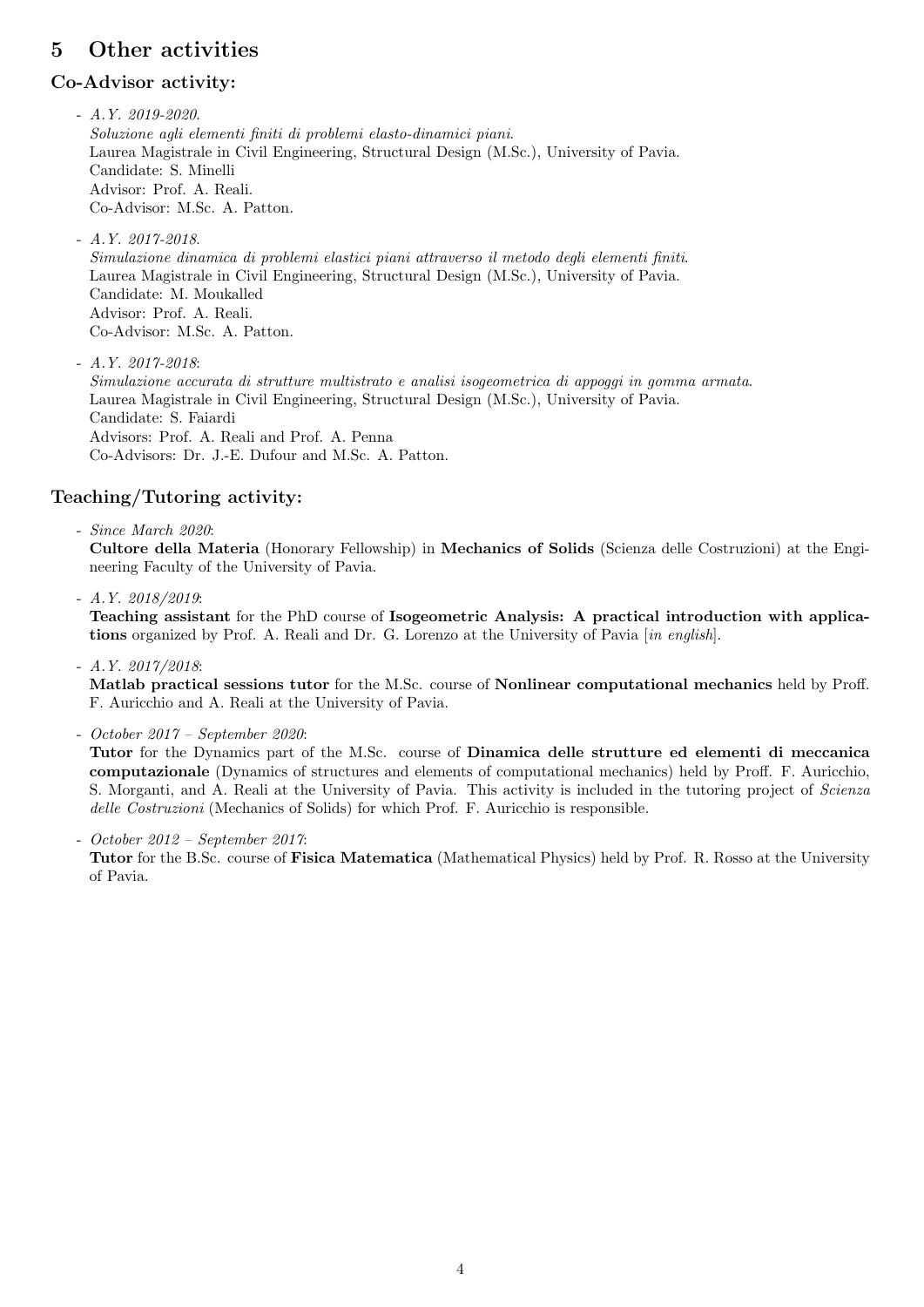# 5 Other activities

### Co-Advisor activity:

- *A.Y. 2019-2020.*
  *Soluzione agli elementi finiti di problemi elasto-dinamici piani.*
  Laurea Magistrale in Civil Engineering, Structural Design (M.Sc.), University of Pavia.
  Candidate: S. Minelli
  Advisor: Prof. A. Reali.
  Co-Advisor: M.Sc. A. Patton.

- *A.Y. 2017-2018.*
  *Simulazione dinamica di problemi elastici piani attraverso il metodo degli elementi finiti.*
  Laurea Magistrale in Civil Engineering, Structural Design (M.Sc.), University of Pavia.
  Candidate: M. Moukalled
  Advisor: Prof. A. Reali.
  Co-Advisor: M.Sc. A. Patton.

- *A.Y. 2017-2018*:
  *Simulazione accurata di strutture multistrato e analisi isogeometrica di appoggi in gomma armata.*
  Laurea Magistrale in Civil Engineering, Structural Design (M.Sc.), University of Pavia.
  Candidate: S. Faiardi
  Advisors: Prof. A. Reali and Prof. A. Penna
  Co-Advisors: Dr. J.-E. Dufour and M.Sc. A. Patton.

### Teaching/Tutoring activity:

- *Since March 2020*:
  **Cultore della Materia** (Honorary Fellowship) in **Mechanics of Solids** (Scienza delle Costruzioni) at the Engineering Faculty of the University of Pavia.

- *A.Y. 2018/2019*:
  **Teaching assistant** for the PhD course of **Isogeometric Analysis: A practical introduction with applications** organized by Prof. A. Reali and Dr. G. Lorenzo at the University of Pavia [*in english*].

- *A.Y. 2017/2018*:
  **Matlab practical sessions tutor** for the M.Sc. course of **Nonlinear computational mechanics** held by Proff. F. Auricchio and A. Reali at the University of Pavia.

- *October 2017 – September 2020*:
  **Tutor** for the Dynamics part of the M.Sc. course of **Dinamica delle strutture ed elementi di meccanica computazionale** (Dynamics of structures and elements of computational mechanics) held by Proff. F. Auricchio, S. Morganti, and A. Reali at the University of Pavia. This activity is included in the tutoring project of *Scienza delle Costruzioni* (Mechanics of Solids) for which Prof. F. Auricchio is responsible.

- *October 2012 – September 2017*:
  **Tutor** for the B.Sc. course of **Fisica Matematica** (Mathematical Physics) held by Prof. R. Rosso at the University of Pavia.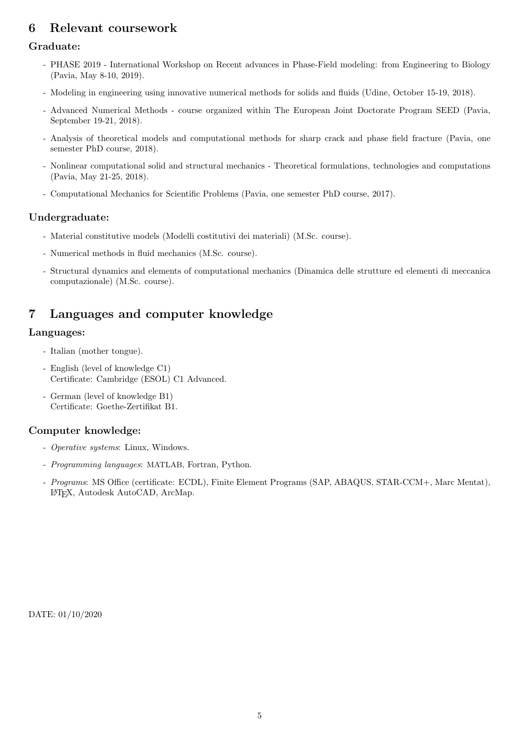## 6 Relevant coursework

### Graduate:

- PHASE 2019 - International Workshop on Recent advances in Phase-Field modeling: from Engineering to Biology (Pavia, May 8-10, 2019).
- Modeling in engineering using innovative numerical methods for solids and fluids (Udine, October 15-19, 2018).
- Advanced Numerical Methods - course organized within The European Joint Doctorate Program SEED (Pavia, September 19-21, 2018).
- Analysis of theoretical models and computational methods for sharp crack and phase field fracture (Pavia, one semester PhD course, 2018).
- Nonlinear computational solid and structural mechanics - Theoretical formulations, technologies and computations (Pavia, May 21-25, 2018).
- Computational Mechanics for Scientific Problems (Pavia, one semester PhD course, 2017).

### Undergraduate:

- Material constitutive models (Modelli costitutivi dei materiali) (M.Sc. course).
- Numerical methods in fluid mechanics (M.Sc. course).
- Structural dynamics and elements of computational mechanics (Dinamica delle strutture ed elementi di meccanica computazionale) (M.Sc. course).

## 7 Languages and computer knowledge

### Languages:

- Italian (mother tongue).
- English (level of knowledge C1)
  Certificate: Cambridge (ESOL) C1 Advanced.
- German (level of knowledge B1)
  Certificate: Goethe-Zertifikat B1.

### Computer knowledge:

- *Operative systems*: Linux, Windows.
- *Programming languages*: MATLAB, Fortran, Python.
- *Programs*: MS Office (certificate: ECDL), Finite Element Programs (SAP, ABAQUS, STAR-CCM+, Marc Mentat), LaTeX, Autodesk AutoCAD, ArcMap.

DATE: 01/10/2020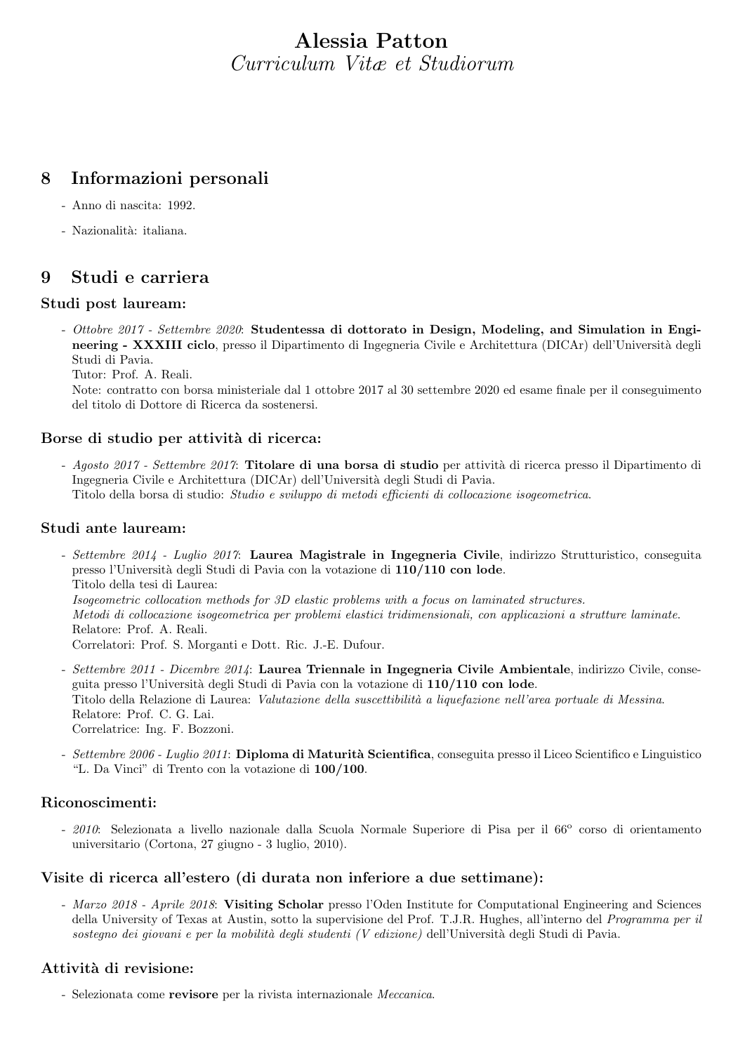# Alessia Patton
*Curriculum Vitæ et Studiorum*

## 8 Informazioni personali

- Anno di nascita: 1992.
- Nazionalità: italiana.

## 9 Studi e carriera

### Studi post lauream:

- *Ottobre 2017 - Settembre 2020*: **Studentessa di dottorato in Design, Modeling, and Simulation in Engineering - XXXIII ciclo**, presso il Dipartimento di Ingegneria Civile e Architettura (DICAr) dell'Università degli Studi di Pavia.
  Tutor: Prof. A. Reali.
  Note: contratto con borsa ministeriale dal 1 ottobre 2017 al 30 settembre 2020 ed esame finale per il conseguimento del titolo di Dottore di Ricerca da sostenersi.

### Borse di studio per attività di ricerca:

- *Agosto 2017 - Settembre 2017*: **Titolare di una borsa di studio** per attività di ricerca presso il Dipartimento di Ingegneria Civile e Architettura (DICAr) dell'Università degli Studi di Pavia.
  Titolo della borsa di studio: *Studio e sviluppo di metodi efficienti di collocazione isogeometrica.*

### Studi ante lauream:

- *Settembre 2014 - Luglio 2017*: **Laurea Magistrale in Ingegneria Civile**, indirizzo Strutturistico, conseguita presso l'Università degli Studi di Pavia con la votazione di **110/110 con lode**.
  Titolo della tesi di Laurea:
  *Isogeometric collocation methods for 3D elastic problems with a focus on laminated structures.*
  *Metodi di collocazione isogeometrica per problemi elastici tridimensionali, con applicazioni a strutture laminate.*
  Relatore: Prof. A. Reali.
  Correlatori: Prof. S. Morganti e Dott. Ric. J.-E. Dufour.
- *Settembre 2011 - Dicembre 2014*: **Laurea Triennale in Ingegneria Civile Ambientale**, indirizzo Civile, conseguita presso l'Università degli Studi di Pavia con la votazione di **110/110 con lode**.
  Titolo della Relazione di Laurea: *Valutazione della suscettibilità a liquefazione nell'area portuale di Messina.*
  Relatore: Prof. C. G. Lai.
  Correlatrice: Ing. F. Bozzoni.
- *Settembre 2006 - Luglio 2011*: **Diploma di Maturità Scientifica**, conseguita presso il Liceo Scientifico e Linguistico "L. Da Vinci" di Trento con la votazione di **100/100**.

### Riconoscimenti:

- *2010*: Selezionata a livello nazionale dalla Scuola Normale Superiore di Pisa per il 66° corso di orientamento universitario (Cortona, 27 giugno - 3 luglio, 2010).

### Visite di ricerca all'estero (di durata non inferiore a due settimane):

- *Marzo 2018 - Aprile 2018*: **Visiting Scholar** presso l'Oden Institute for Computational Engineering and Sciences della University of Texas at Austin, sotto la supervisione del Prof. T.J.R. Hughes, all'interno del *Programma per il sostegno dei giovani e per la mobilità degli studenti (V edizione)* dell'Università degli Studi di Pavia.

### Attività di revisione:

- Selezionata come **revisore** per la rivista internazionale *Meccanica*.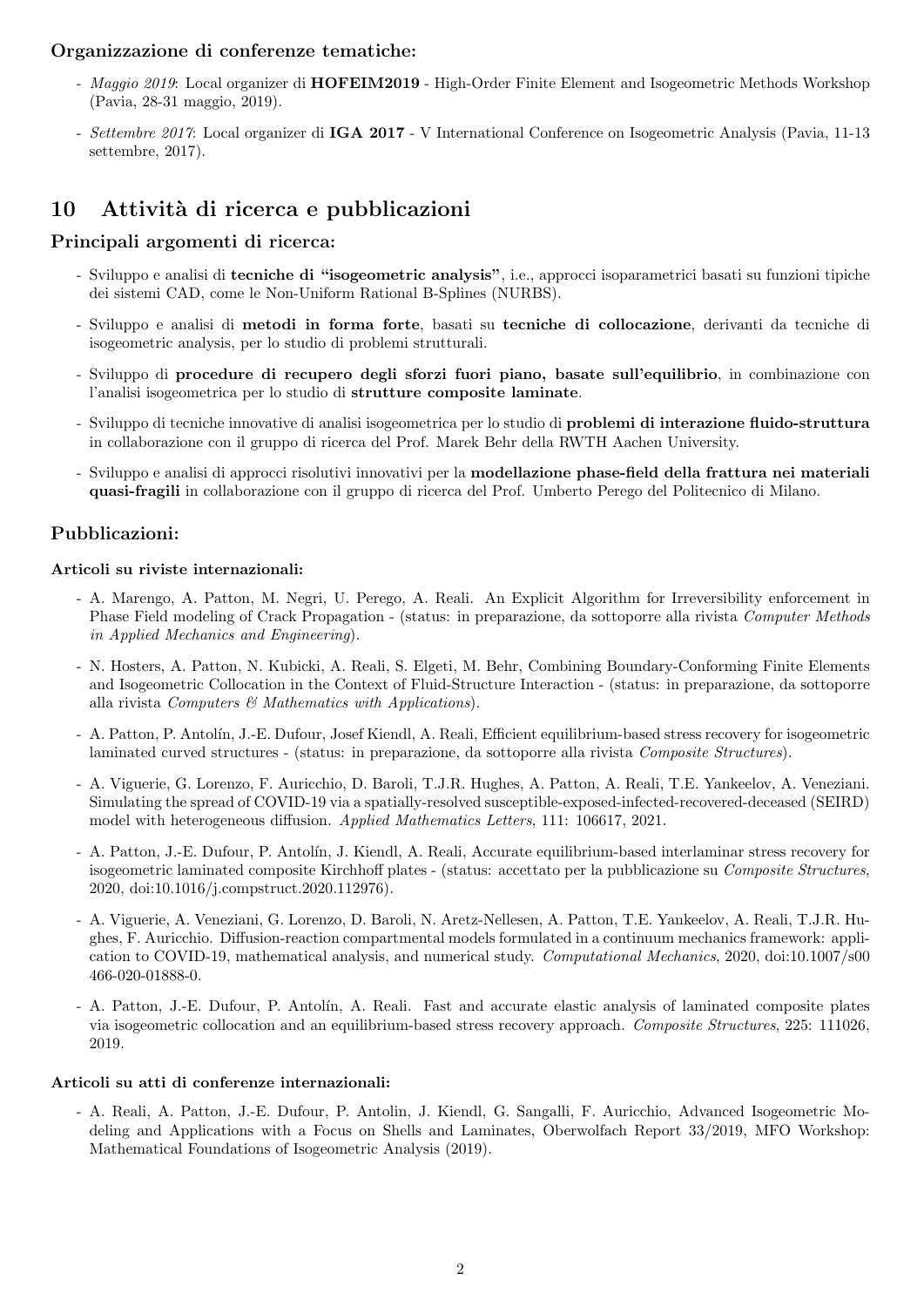**Organizzazione di conferenze tematiche:**

- *Maggio 2019*: Local organizer di **HOFEIM2019** - High-Order Finite Element and Isogeometric Methods Workshop (Pavia, 28-31 maggio, 2019).
- *Settembre 2017*: Local organizer di **IGA 2017** - V International Conference on Isogeometric Analysis (Pavia, 11-13 settembre, 2017).

## 10 Attività di ricerca e pubblicazioni

### Principali argomenti di ricerca:

- Sviluppo e analisi di **tecniche di "isogeometric analysis"**, i.e., approcci isoparametrici basati su funzioni tipiche dei sistemi CAD, come le Non-Uniform Rational B-Splines (NURBS).
- Sviluppo e analisi di **metodi in forma forte**, basati su **tecniche di collocazione**, derivanti da tecniche di isogeometric analysis, per lo studio di problemi strutturali.
- Sviluppo di **procedure di recupero degli sforzi fuori piano, basate sull'equilibrio**, in combinazione con l'analisi isogeometrica per lo studio di **strutture composite laminate**.
- Sviluppo di tecniche innovative di analisi isogeometrica per lo studio di **problemi di interazione fluido-struttura** in collaborazione con il gruppo di ricerca del Prof. Marek Behr della RWTH Aachen University.
- Sviluppo e analisi di approcci risolutivi innovativi per la **modellazione phase-field della frattura nei materiali quasi-fragili** in collaborazione con il gruppo di ricerca del Prof. Umberto Perego del Politecnico di Milano.

### Pubblicazioni:

#### Articoli su riviste internazionali:

- A. Marengo, A. Patton, M. Negri, U. Perego, A. Reali. An Explicit Algorithm for Irreversibility enforcement in Phase Field modeling of Crack Propagation - (status: in preparazione, da sottoporre alla rivista *Computer Methods in Applied Mechanics and Engineering*).
- N. Hosters, A. Patton, N. Kubicki, A. Reali, S. Elgeti, M. Behr, Combining Boundary-Conforming Finite Elements and Isogeometric Collocation in the Context of Fluid-Structure Interaction - (status: in preparazione, da sottoporre alla rivista *Computers & Mathematics with Applications*).
- A. Patton, P. Antolín, J.-E. Dufour, Josef Kiendl, A. Reali, Efficient equilibrium-based stress recovery for isogeometric laminated curved structures - (status: in preparazione, da sottoporre alla rivista *Composite Structures*).
- A. Viguerie, G. Lorenzo, F. Auricchio, D. Baroli, T.J.R. Hughes, A. Patton, A. Reali, T.E. Yankeelov, A. Veneziani. Simulating the spread of COVID-19 via a spatially-resolved susceptible-exposed-infected-recovered-deceased (SEIRD) model with heterogeneous diffusion. *Applied Mathematics Letters*, 111: 106617, 2021.
- A. Patton, J.-E. Dufour, P. Antolín, J. Kiendl, A. Reali, Accurate equilibrium-based interlaminar stress recovery for isogeometric laminated composite Kirchhoff plates - (status: accettato per la pubblicazione su *Composite Structures*, 2020, doi:10.1016/j.compstruct.2020.112976).
- A. Viguerie, A. Veneziani, G. Lorenzo, D. Baroli, N. Aretz-Nellesen, A. Patton, T.E. Yankeelov, A. Reali, T.J.R. Hughes, F. Auricchio. Diffusion-reaction compartmental models formulated in a continuum mechanics framework: application to COVID-19, mathematical analysis, and numerical study. *Computational Mechanics*, 2020, doi:10.1007/s00466-020-01888-0.
- A. Patton, J.-E. Dufour, P. Antolín, A. Reali. Fast and accurate elastic analysis of laminated composite plates via isogeometric collocation and an equilibrium-based stress recovery approach. *Composite Structures*, 225: 111026, 2019.

#### Articoli su atti di conferenze internazionali:

- A. Reali, A. Patton, J.-E. Dufour, P. Antolin, J. Kiendl, G. Sangalli, F. Auricchio, Advanced Isogeometric Modeling and Applications with a Focus on Shells and Laminates, Oberwolfach Report 33/2019, MFO Workshop: Mathematical Foundations of Isogeometric Analysis (2019).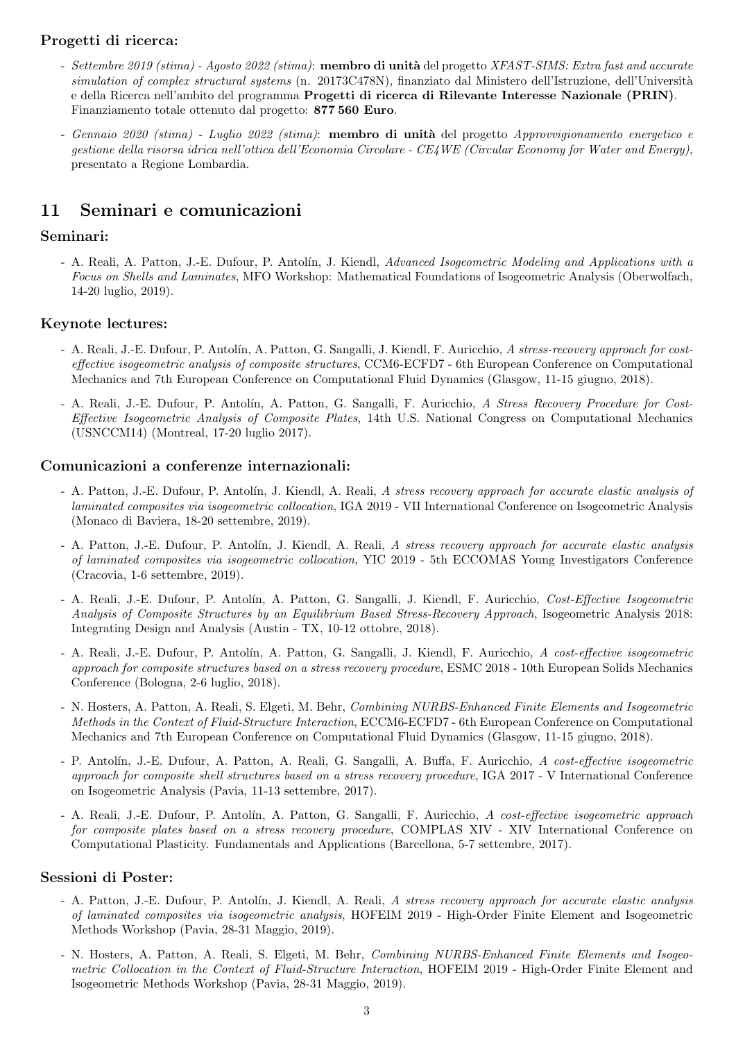### Progetti di ricerca:

- *Settembre 2019 (stima) - Agosto 2022 (stima)*: **membro di unità** del progetto *XFAST-SIMS: Extra fast and accurate simulation of complex structural systems* (n. 20173C478N), finanziato dal Ministero dell'Istruzione, dell'Università e della Ricerca nell'ambito del programma **Progetti di ricerca di Rilevante Interesse Nazionale (PRIN)**. Finanziamento totale ottenuto dal progetto: **877 560 Euro**.
- *Gennaio 2020 (stima) - Luglio 2022 (stima)*: **membro di unità** del progetto *Approvvigionamento energetico e gestione della risorsa idrica nell'ottica dell'Economia Circolare - CE4WE (Circular Economy for Water and Energy)*, presentato a Regione Lombardia.

## 11 Seminari e comunicazioni

### Seminari:

- A. Reali, A. Patton, J.-E. Dufour, P. Antolín, J. Kiendl, *Advanced Isogeometric Modeling and Applications with a Focus on Shells and Laminates*, MFO Workshop: Mathematical Foundations of Isogeometric Analysis (Oberwolfach, 14-20 luglio, 2019).

### Keynote lectures:

- A. Reali, J.-E. Dufour, P. Antolín, A. Patton, G. Sangalli, J. Kiendl, F. Auricchio, *A stress-recovery approach for cost-effective isogeometric analysis of composite structures*, CCM6-ECFD7 - 6th European Conference on Computational Mechanics and 7th European Conference on Computational Fluid Dynamics (Glasgow, 11-15 giugno, 2018).
- A. Reali, J.-E. Dufour, P. Antolín, A. Patton, G. Sangalli, F. Auricchio, *A Stress Recovery Procedure for Cost-Effective Isogeometric Analysis of Composite Plates*, 14th U.S. National Congress on Computational Mechanics (USNCCM14) (Montreal, 17-20 luglio 2017).

### Comunicazioni a conferenze internazionali:

- A. Patton, J.-E. Dufour, P. Antolín, J. Kiendl, A. Reali, *A stress recovery approach for accurate elastic analysis of laminated composites via isogeometric collocation*, IGA 2019 - VII International Conference on Isogeometric Analysis (Monaco di Baviera, 18-20 settembre, 2019).
- A. Patton, J.-E. Dufour, P. Antolín, J. Kiendl, A. Reali, *A stress recovery approach for accurate elastic analysis of laminated composites via isogeometric collocation*, YIC 2019 - 5th ECCOMAS Young Investigators Conference (Cracovia, 1-6 settembre, 2019).
- A. Reali, J.-E. Dufour, P. Antolín, A. Patton, G. Sangalli, J. Kiendl, F. Auricchio, *Cost-Effective Isogeometric Analysis of Composite Structures by an Equilibrium Based Stress-Recovery Approach*, Isogeometric Analysis 2018: Integrating Design and Analysis (Austin - TX, 10-12 ottobre, 2018).
- A. Reali, J.-E. Dufour, P. Antolín, A. Patton, G. Sangalli, J. Kiendl, F. Auricchio, *A cost-effective isogeometric approach for composite structures based on a stress recovery procedure*, ESMC 2018 - 10th European Solids Mechanics Conference (Bologna, 2-6 luglio, 2018).
- N. Hosters, A. Patton, A. Reali, S. Elgeti, M. Behr, *Combining NURBS-Enhanced Finite Elements and Isogeometric Methods in the Context of Fluid-Structure Interaction*, ECCM6-ECFD7 - 6th European Conference on Computational Mechanics and 7th European Conference on Computational Fluid Dynamics (Glasgow, 11-15 giugno, 2018).
- P. Antolín, J.-E. Dufour, A. Patton, A. Reali, G. Sangalli, A. Buffa, F. Auricchio, *A cost-effective isogeometric approach for composite shell structures based on a stress recovery procedure*, IGA 2017 - V International Conference on Isogeometric Analysis (Pavia, 11-13 settembre, 2017).
- A. Reali, J.-E. Dufour, P. Antolín, A. Patton, G. Sangalli, F. Auricchio, *A cost-effective isogeometric approach for composite plates based on a stress recovery procedure*, COMPLAS XIV - XIV International Conference on Computational Plasticity. Fundamentals and Applications (Barcellona, 5-7 settembre, 2017).

### Sessioni di Poster:

- A. Patton, J.-E. Dufour, P. Antolín, J. Kiendl, A. Reali, *A stress recovery approach for accurate elastic analysis of laminated composites via isogeometric analysis*, HOFEIM 2019 - High-Order Finite Element and Isogeometric Methods Workshop (Pavia, 28-31 Maggio, 2019).
- N. Hosters, A. Patton, A. Reali, S. Elgeti, M. Behr, *Combining NURBS-Enhanced Finite Elements and Isogeometric Collocation in the Context of Fluid-Structure Interaction*, HOFEIM 2019 - High-Order Finite Element and Isogeometric Methods Workshop (Pavia, 28-31 Maggio, 2019).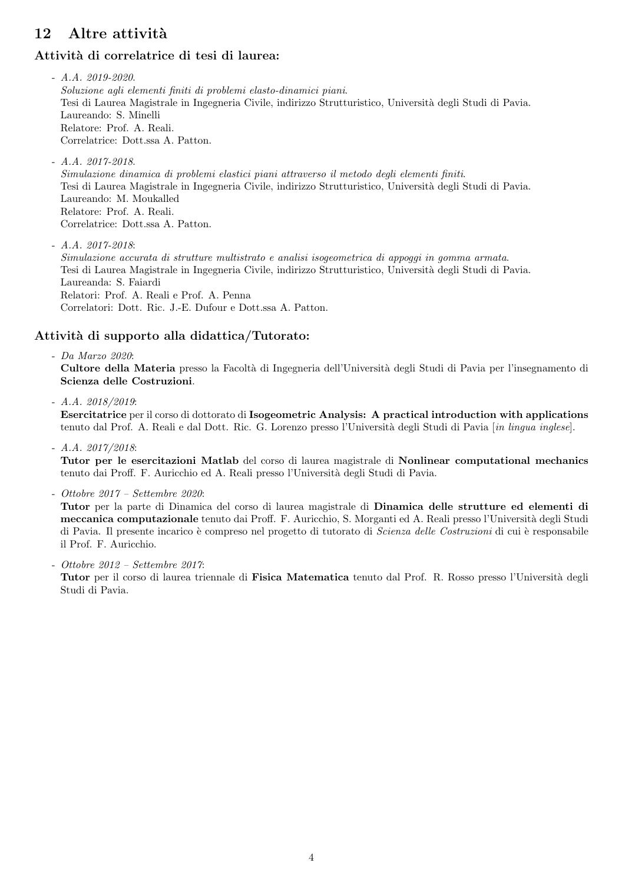## 12 Altre attività

### Attività di correlatrice di tesi di laurea:

- *A.A. 2019-2020.*
  *Soluzione agli elementi finiti di problemi elasto-dinamici piani.*
  Tesi di Laurea Magistrale in Ingegneria Civile, indirizzo Strutturistico, Università degli Studi di Pavia.
  Laureando: S. Minelli
  Relatore: Prof. A. Reali.
  Correlatrice: Dott.ssa A. Patton.

- *A.A. 2017-2018.*
  *Simulazione dinamica di problemi elastici piani attraverso il metodo degli elementi finiti.*
  Tesi di Laurea Magistrale in Ingegneria Civile, indirizzo Strutturistico, Università degli Studi di Pavia.
  Laureando: M. Moukalled
  Relatore: Prof. A. Reali.
  Correlatrice: Dott.ssa A. Patton.

- *A.A. 2017-2018:*
  *Simulazione accurata di strutture multistrato e analisi isogeometrica di appoggi in gomma armata.*
  Tesi di Laurea Magistrale in Ingegneria Civile, indirizzo Strutturistico, Università degli Studi di Pavia.
  Laureanda: S. Faiardi
  Relatori: Prof. A. Reali e Prof. A. Penna
  Correlatori: Dott. Ric. J.-E. Dufour e Dott.ssa A. Patton.

### Attività di supporto alla didattica/Tutorato:

- *Da Marzo 2020:*
  **Cultore della Materia** presso la Facoltà di Ingegneria dell'Università degli Studi di Pavia per l'insegnamento di **Scienza delle Costruzioni**.

- *A.A. 2018/2019:*
  **Esercitatrice** per il corso di dottorato di **Isogeometric Analysis: A practical introduction with applications** tenuto dal Prof. A. Reali e dal Dott. Ric. G. Lorenzo presso l'Università degli Studi di Pavia [*in lingua inglese*].

- *A.A. 2017/2018:*
  **Tutor per le esercitazioni Matlab** del corso di laurea magistrale di **Nonlinear computational mechanics** tenuto dai Proff. F. Auricchio ed A. Reali presso l'Università degli Studi di Pavia.

- *Ottobre 2017 – Settembre 2020:*
  **Tutor** per la parte di Dinamica del corso di laurea magistrale di **Dinamica delle strutture ed elementi di meccanica computazionale** tenuto dai Proff. F. Auricchio, S. Morganti ed A. Reali presso l'Università degli Studi di Pavia. Il presente incarico è compreso nel progetto di tutorato di *Scienza delle Costruzioni* di cui è responsabile il Prof. F. Auricchio.

- *Ottobre 2012 – Settembre 2017:*
  **Tutor** per il corso di laurea triennale di **Fisica Matematica** tenuto dal Prof. R. Rosso presso l'Università degli Studi di Pavia.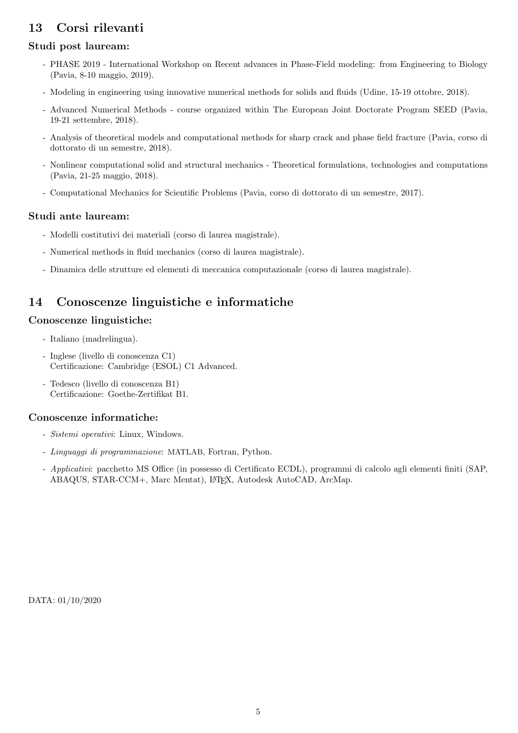## 13 Corsi rilevanti

### Studi post lauream:

- PHASE 2019 - International Workshop on Recent advances in Phase-Field modeling: from Engineering to Biology (Pavia, 8-10 maggio, 2019).
- Modeling in engineering using innovative numerical methods for solids and fluids (Udine, 15-19 ottobre, 2018).
- Advanced Numerical Methods - course organized within The European Joint Doctorate Program SEED (Pavia, 19-21 settembre, 2018).
- Analysis of theoretical models and computational methods for sharp crack and phase field fracture (Pavia, corso di dottorato di un semestre, 2018).
- Nonlinear computational solid and structural mechanics - Theoretical formulations, technologies and computations (Pavia, 21-25 maggio, 2018).
- Computational Mechanics for Scientific Problems (Pavia, corso di dottorato di un semestre, 2017).

### Studi ante lauream:

- Modelli costitutivi dei materiali (corso di laurea magistrale).
- Numerical methods in fluid mechanics (corso di laurea magistrale).
- Dinamica delle strutture ed elementi di meccanica computazionale (corso di laurea magistrale).

## 14 Conoscenze linguistiche e informatiche

### Conoscenze linguistiche:

- Italiano (madrelingua).
- Inglese (livello di conoscenza C1)
  Certificazione: Cambridge (ESOL) C1 Advanced.
- Tedesco (livello di conoscenza B1)
  Certificazione: Goethe-Zertifikat B1.

### Conoscenze informatiche:

- *Sistemi operativi*: Linux, Windows.
- *Linguaggi di programmazione*: MATLAB, Fortran, Python.
- *Applicativi*: pacchetto MS Office (in possesso di Certificato ECDL), programmi di calcolo agli elementi finiti (SAP, ABAQUS, STAR-CCM+, Marc Mentat), LaTeX, Autodesk AutoCAD, ArcMap.

DATA: 01/10/2020